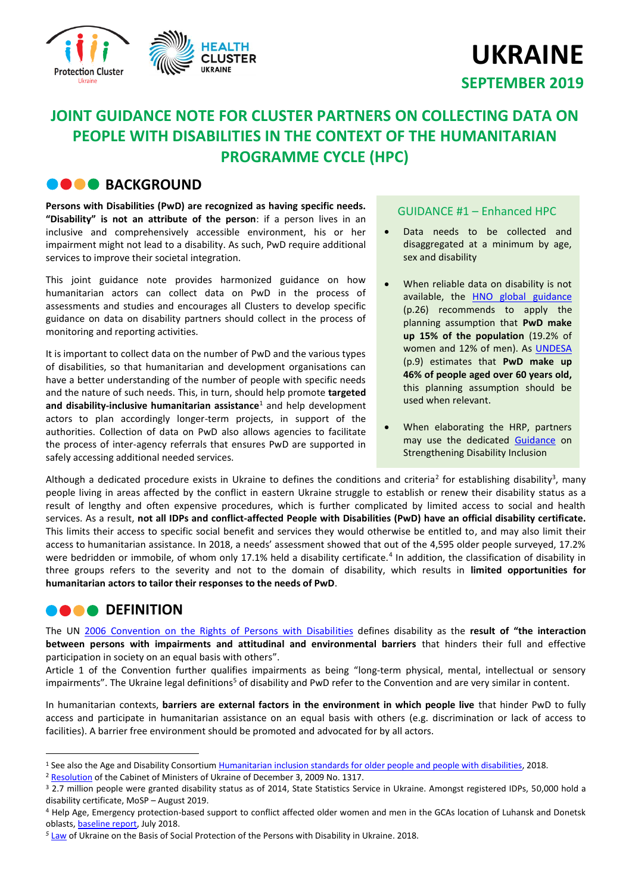# UKRAINE

**SEPTEMBER 2019**

# JOINT GUIDANCE NOTE FOR CLUSTER PARTNERS ON COLLECTING DATA ON PEOPLE WITH DISABILITIES IN THE CONTEXT OF THE HUMANITARIAN PROGRAMME CYCLE (HPC)

## BACKGROUND

**Persons with Disabilities (PwD) are recognized as having specific needs. "Disability" is not an attribute of the person**: if a person lives in an inclusive and comprehensively accessible environment, his or her impairment might not lead to a disability. As such, PwD require additional services to improve their societal integration.

This joint guidance note provides harmonized guidance on how humanitarian actors can collect data on PwD in the process of assessments and studies and encourages all Clusters to develop specific guidance on data on disability partners should collect in the process of monitoring and reporting activities.

It is important to collect data on the number of PwD and the various types of disabilities, so that humanitarian and development organisations can have a better understanding of the number of people with specific needs and the nature of such needs. This, in turn, should help promote **targeted and disability-inclusive humanitarian assistance**[1] and help development actors to plan accordingly longer-term projects, in support of the authorities. Collection of data on PwD also allows agencies to facilitate the process of inter-agency referrals that ensures PwD are supported in safely accessing additional needed services.

> **GUIDANCE #1 – Enhanced HPC**
>
> - Data needs to be collected and disaggregated at a minimum by age, sex and disability
> - When reliable data on disability is not available, the HNO global guidance (p.26) recommends to apply the planning assumption that **PwD make up 15% of the population** (19.2% of women and 12% of men). As UNDESA (p.9) estimates that **PwD make up 46% of people aged over 60 years old,** this planning assumption should be used when relevant.
> - When elaborating the HRP, partners may use the dedicated Guidance on Strengthening Disability Inclusion

Although a dedicated procedure exists in Ukraine to defines the conditions and criteria[2] for establishing disability[3], many people living in areas affected by the conflict in eastern Ukraine struggle to establish or renew their disability status as a result of lengthy and often expensive procedures, which is further complicated by limited access to social and health services. As a result, **not all IDPs and conflict-affected People with Disabilities (PwD) have an official disability certificate.** This limits their access to specific social benefit and services they would otherwise be entitled to, and may also limit their access to humanitarian assistance. In 2018, a needs' assessment showed that out of the 4,595 older people surveyed, 17.2% were bedridden or immobile, of whom only 17.1% held a disability certificate.[4] In addition, the classification of disability in three groups refers to the severity and not to the domain of disability, which results in **limited opportunities for humanitarian actors to tailor their responses to the needs of PwD**.

## DEFINITION

The UN 2006 Convention on the Rights of Persons with Disabilities defines disability as the **result of "the interaction between persons with impairments and attitudinal and environmental barriers** that hinders their full and effective participation in society on an equal basis with others".

Article 1 of the Convention further qualifies impairments as being "long-term physical, mental, intellectual or sensory impairments". The Ukraine legal definitions[5] of disability and PwD refer to the Convention and are very similar in content.

In humanitarian contexts, **barriers are external factors in the environment in which people live** that hinder PwD to fully access and participate in humanitarian assistance on an equal basis with others (e.g. discrimination or lack of access to facilities). A barrier free environment should be promoted and advocated for by all actors.

---

[1] See also the Age and Disability Consortium Humanitarian inclusion standards for older people and people with disabilities, 2018.

[2] Resolution of the Cabinet of Ministers of Ukraine of December 3, 2009 No. 1317.

[3] 2.7 million people were granted disability status as of 2014, State Statistics Service in Ukraine. Amongst registered IDPs, 50,000 hold a disability certificate, MoSP – August 2019.

[4] Help Age, Emergency protection-based support to conflict affected older women and men in the GCAs location of Luhansk and Donetsk oblasts, baseline report, July 2018.

[5] Law of Ukraine on the Basis of Social Protection of the Persons with Disability in Ukraine. 2018.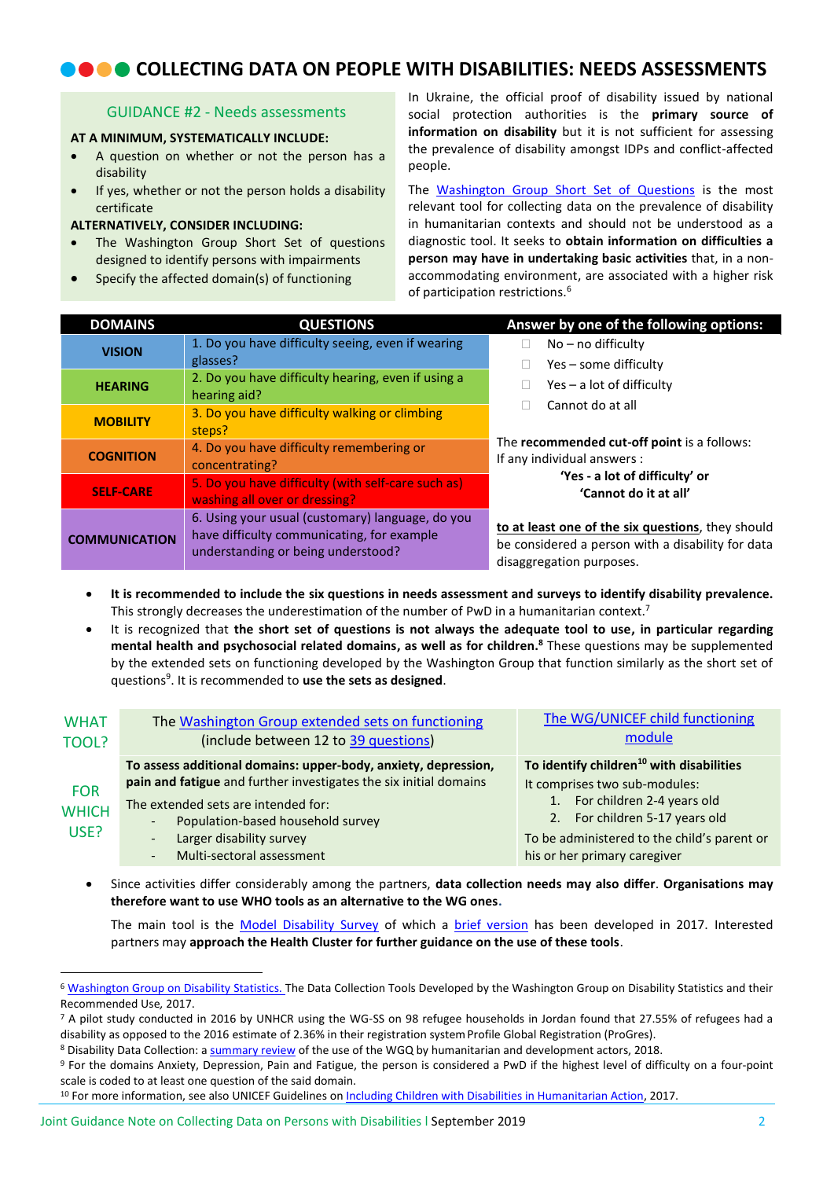# COLLECTING DATA ON PEOPLE WITH DISABILITIES: NEEDS ASSESSMENTS

**GUIDANCE #2 - Needs assessments**

**AT A MINIMUM, SYSTEMATICALLY INCLUDE:**

- A question on whether or not the person has a disability
- If yes, whether or not the person holds a disability certificate

**ALTERNATIVELY, CONSIDER INCLUDING:**

- The Washington Group Short Set of questions designed to identify persons with impairments
- Specify the affected domain(s) of functioning

In Ukraine, the official proof of disability issued by national social protection authorities is the **primary source of information on disability** but it is not sufficient for assessing the prevalence of disability amongst IDPs and conflict-affected people.

The Washington Group Short Set of Questions is the most relevant tool for collecting data on the prevalence of disability in humanitarian contexts and should not be understood as a diagnostic tool. It seeks to **obtain information on difficulties a person may have in undertaking basic activities** that, in a non-accommodating environment, are associated with a higher risk of participation restrictions.[6]

| DOMAINS | QUESTIONS | Answer by one of the following options: |
|---|---|---|
| **VISION** | 1. Do you have difficulty seeing, even if wearing glasses? | ☐ No – no difficulty<br>☐ Yes – some difficulty<br>☐ Yes – a lot of difficulty<br>☐ Cannot do at all |
| **HEARING** | 2. Do you have difficulty hearing, even if using a hearing aid? | |
| **MOBILITY** | 3. Do you have difficulty walking or climbing steps? | The **recommended cut-off point** is a follows: If any individual answers : **'Yes - a lot of difficulty' or 'Cannot do it at all'** |
| **COGNITION** | 4. Do you have difficulty remembering or concentrating? | |
| **SELF-CARE** | 5. Do you have difficulty (with self-care such as) washing all over or dressing? | |
| **COMMUNICATION** | 6. Using your usual (customary) language, do you have difficulty communicating, for example understanding or being understood? | **to at least one of the six questions**, they should be considered a person with a disability for data disaggregation purposes. |

- **It is recommended to include the six questions in needs assessment and surveys to identify disability prevalence.** This strongly decreases the underestimation of the number of PwD in a humanitarian context.[7]
- It is recognized that **the short set of questions is not always the adequate tool to use, in particular regarding mental health and psychosocial related domains, as well as for children.[8]** These questions may be supplemented by the extended sets on functioning developed by the Washington Group that function similarly as the short set of questions[9]. It is recommended to **use the sets as designed**.

| | | |
|---|---|---|
| WHAT TOOL? | The Washington Group extended sets on functioning (include between 12 to 39 questions) | The WG/UNICEF child functioning module |
| FOR WHICH USE? | **To assess additional domains: upper-body, anxiety, depression, pain and fatigue** and further investigates the six initial domains<br>The extended sets are intended for:<br>- Population-based household survey<br>- Larger disability survey<br>- Multi-sectoral assessment | **To identify children[10] with disabilities**<br>It comprises two sub-modules:<br>1. For children 2-4 years old<br>2. For children 5-17 years old<br>To be administered to the child's parent or his or her primary caregiver |

- Since activities differ considerably among the partners, **data collection needs may also differ**. **Organisations may therefore want to use WHO tools as an alternative to the WG ones.**

  The main tool is the Model Disability Survey of which a brief version has been developed in 2017. Interested partners may **approach the Health Cluster for further guidance on the use of these tools**.

---

[6] Washington Group on Disability Statistics. The Data Collection Tools Developed by the Washington Group on Disability Statistics and their Recommended Use, 2017.

[7] A pilot study conducted in 2016 by UNHCR using the WG-SS on 98 refugee households in Jordan found that 27.55% of refugees had a disability as opposed to the 2016 estimate of 2.36% in their registration system Profile Global Registration (ProGres).

[8] Disability Data Collection: a summary review of the use of the WGQ by humanitarian and development actors, 2018.

[9] For the domains Anxiety, Depression, Pain and Fatigue, the person is considered a PwD if the highest level of difficulty on a four-point scale is coded to at least one question of the said domain.

[10] For more information, see also UNICEF Guidelines on Including Children with Disabilities in Humanitarian Action, 2017.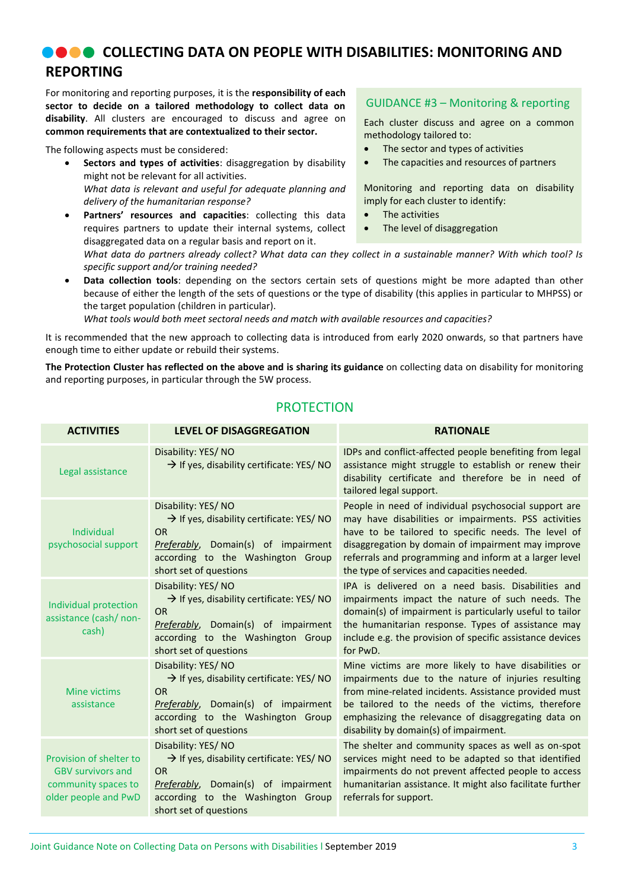## COLLECTING DATA ON PEOPLE WITH DISABILITIES: MONITORING AND REPORTING

For monitoring and reporting purposes, it is the **responsibility of each sector to decide on a tailored methodology to collect data on disability**. All clusters are encouraged to discuss and agree on **common requirements that are contextualized to their sector.**

The following aspects must be considered:

- **Sectors and types of activities**: disaggregation by disability might not be relevant for all activities.
  *What data is relevant and useful for adequate planning and delivery of the humanitarian response?*
- **Partners' resources and capacities**: collecting this data requires partners to update their internal systems, collect disaggregated data on a regular basis and report on it.
  *What data do partners already collect? What data can they collect in a sustainable manner? With which tool? Is specific support and/or training needed?*
- **Data collection tools**: depending on the sectors certain sets of questions might be more adapted than other because of either the length of the sets of questions or the type of disability (this applies in particular to MHPSS) or the target population (children in particular).
  *What tools would both meet sectoral needs and match with available resources and capacities?*

It is recommended that the new approach to collecting data is introduced from early 2020 onwards, so that partners have enough time to either update or rebuild their systems.

**The Protection Cluster has reflected on the above and is sharing its guidance** on collecting data on disability for monitoring and reporting purposes, in particular through the 5W process.

### GUIDANCE #3 – Monitoring & reporting

Each cluster discuss and agree on a common methodology tailored to:

- The sector and types of activities
- The capacities and resources of partners

Monitoring and reporting data on disability imply for each cluster to identify:

- The activities
- The level of disaggregation

## PROTECTION

| ACTIVITIES | LEVEL OF DISAGGREGATION | RATIONALE |
|---|---|---|
| Legal assistance | Disability: YES/ NO<br>→ If yes, disability certificate: YES/ NO | IDPs and conflict-affected people benefiting from legal assistance might struggle to establish or renew their disability certificate and therefore be in need of tailored legal support. |
| Individual psychosocial support | Disability: YES/ NO<br>→ If yes, disability certificate: YES/ NO<br>OR<br>*Preferably*, Domain(s) of impairment according to the Washington Group short set of questions | People in need of individual psychosocial support are may have disabilities or impairments. PSS activities have to be tailored to specific needs. The level of disaggregation by domain of impairment may improve referrals and programming and inform at a larger level the type of services and capacities needed. |
| Individual protection assistance (cash/ non-cash) | Disability: YES/ NO<br>→ If yes, disability certificate: YES/ NO<br>OR<br>*Preferably*, Domain(s) of impairment according to the Washington Group short set of questions | IPA is delivered on a need basis. Disabilities and impairments impact the nature of such needs. The domain(s) of impairment is particularly useful to tailor the humanitarian response. Types of assistance may include e.g. the provision of specific assistance devices for PwD. |
| Mine victims assistance | Disability: YES/ NO<br>→ If yes, disability certificate: YES/ NO<br>OR<br>*Preferably*, Domain(s) of impairment according to the Washington Group short set of questions | Mine victims are more likely to have disabilities or impairments due to the nature of injuries resulting from mine-related incidents. Assistance provided must be tailored to the needs of the victims, therefore emphasizing the relevance of disaggregating data on disability by domain(s) of impairment. |
| Provision of shelter to GBV survivors and community spaces to older people and PwD | Disability: YES/ NO<br>→ If yes, disability certificate: YES/ NO<br>OR<br>*Preferably*, Domain(s) of impairment according to the Washington Group short set of questions | The shelter and community spaces as well as on-spot services might need to be adapted so that identified impairments do not prevent affected people to access humanitarian assistance. It might also facilitate further referrals for support. |